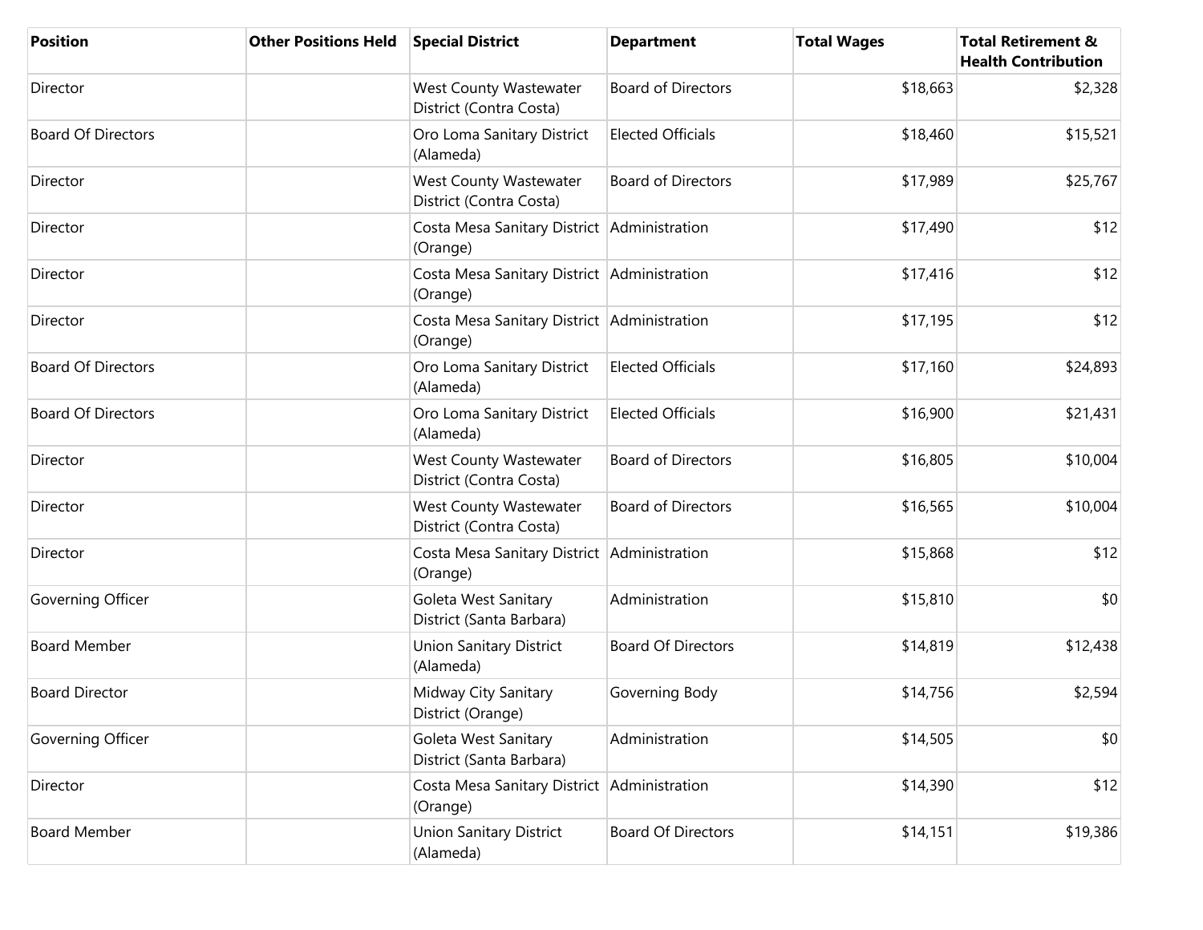| Position | Other Positions Held | Special District | Department | Total Wages | Total Retirement & Health Contribution |
|---|---|---|---|---|---|
| Director | | West County Wastewater District (Contra Costa) | Board of Directors | $18,663 | $2,328 |
| Board Of Directors | | Oro Loma Sanitary District (Alameda) | Elected Officials | $18,460 | $15,521 |
| Director | | West County Wastewater District (Contra Costa) | Board of Directors | $17,989 | $25,767 |
| Director | | Costa Mesa Sanitary District (Orange) | Administration | $17,490 | $12 |
| Director | | Costa Mesa Sanitary District (Orange) | Administration | $17,416 | $12 |
| Director | | Costa Mesa Sanitary District (Orange) | Administration | $17,195 | $12 |
| Board Of Directors | | Oro Loma Sanitary District (Alameda) | Elected Officials | $17,160 | $24,893 |
| Board Of Directors | | Oro Loma Sanitary District (Alameda) | Elected Officials | $16,900 | $21,431 |
| Director | | West County Wastewater District (Contra Costa) | Board of Directors | $16,805 | $10,004 |
| Director | | West County Wastewater District (Contra Costa) | Board of Directors | $16,565 | $10,004 |
| Director | | Costa Mesa Sanitary District (Orange) | Administration | $15,868 | $12 |
| Governing Officer | | Goleta West Sanitary District (Santa Barbara) | Administration | $15,810 | $0 |
| Board Member | | Union Sanitary District (Alameda) | Board Of Directors | $14,819 | $12,438 |
| Board Director | | Midway City Sanitary District (Orange) | Governing Body | $14,756 | $2,594 |
| Governing Officer | | Goleta West Sanitary District (Santa Barbara) | Administration | $14,505 | $0 |
| Director | | Costa Mesa Sanitary District (Orange) | Administration | $14,390 | $12 |
| Board Member | | Union Sanitary District (Alameda) | Board Of Directors | $14,151 | $19,386 |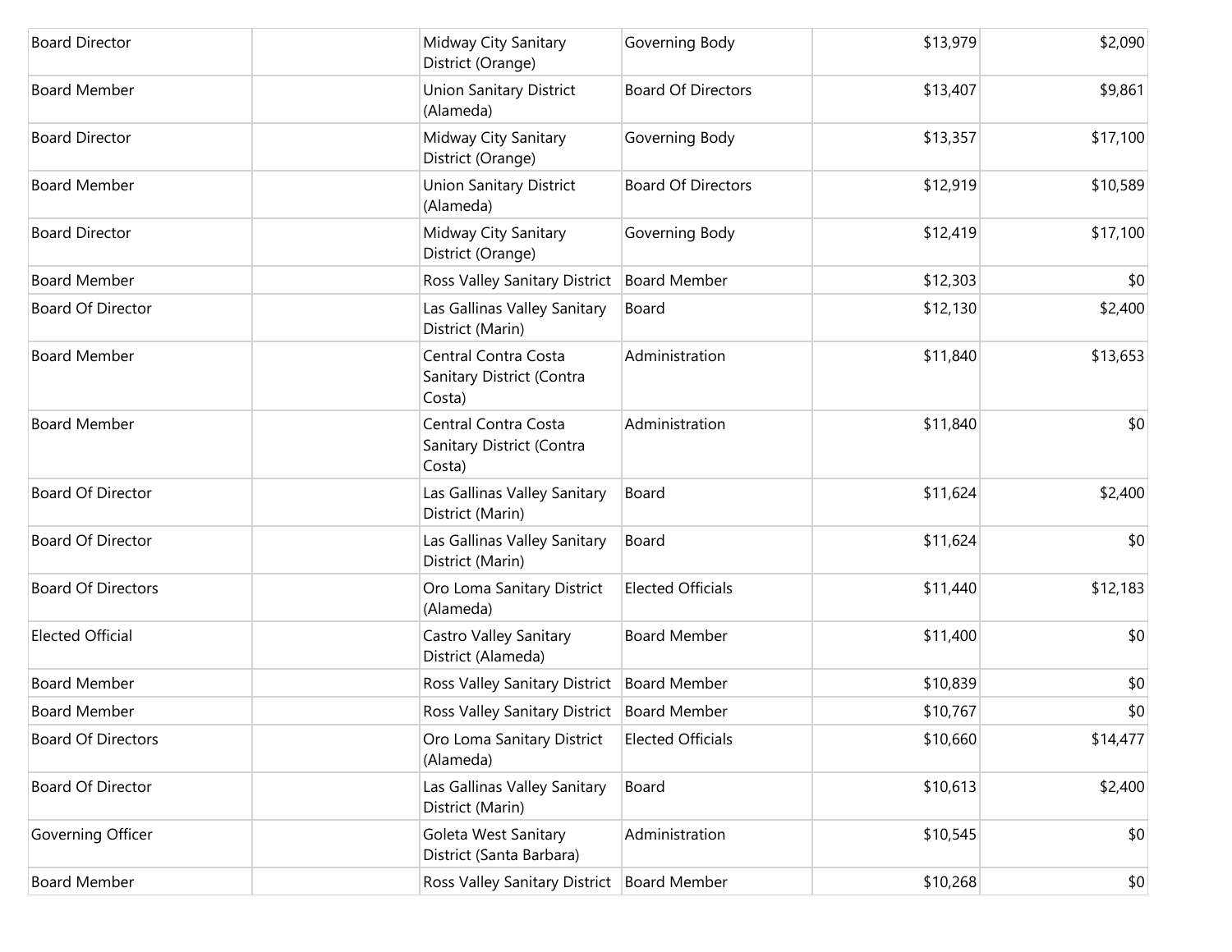| | | | | | |
|---|---|---|---|---|---|
| Board Director | | Midway City Sanitary District (Orange) | Governing Body | $13,979 | $2,090 |
| Board Member | | Union Sanitary District (Alameda) | Board Of Directors | $13,407 | $9,861 |
| Board Director | | Midway City Sanitary District (Orange) | Governing Body | $13,357 | $17,100 |
| Board Member | | Union Sanitary District (Alameda) | Board Of Directors | $12,919 | $10,589 |
| Board Director | | Midway City Sanitary District (Orange) | Governing Body | $12,419 | $17,100 |
| Board Member | | Ross Valley Sanitary District | Board Member | $12,303 | $0 |
| Board Of Director | | Las Gallinas Valley Sanitary District (Marin) | Board | $12,130 | $2,400 |
| Board Member | | Central Contra Costa Sanitary District (Contra Costa) | Administration | $11,840 | $13,653 |
| Board Member | | Central Contra Costa Sanitary District (Contra Costa) | Administration | $11,840 | $0 |
| Board Of Director | | Las Gallinas Valley Sanitary District (Marin) | Board | $11,624 | $2,400 |
| Board Of Director | | Las Gallinas Valley Sanitary District (Marin) | Board | $11,624 | $0 |
| Board Of Directors | | Oro Loma Sanitary District (Alameda) | Elected Officials | $11,440 | $12,183 |
| Elected Official | | Castro Valley Sanitary District (Alameda) | Board Member | $11,400 | $0 |
| Board Member | | Ross Valley Sanitary District | Board Member | $10,839 | $0 |
| Board Member | | Ross Valley Sanitary District | Board Member | $10,767 | $0 |
| Board Of Directors | | Oro Loma Sanitary District (Alameda) | Elected Officials | $10,660 | $14,477 |
| Board Of Director | | Las Gallinas Valley Sanitary District (Marin) | Board | $10,613 | $2,400 |
| Governing Officer | | Goleta West Sanitary District (Santa Barbara) | Administration | $10,545 | $0 |
| Board Member | | Ross Valley Sanitary District | Board Member | $10,268 | $0 |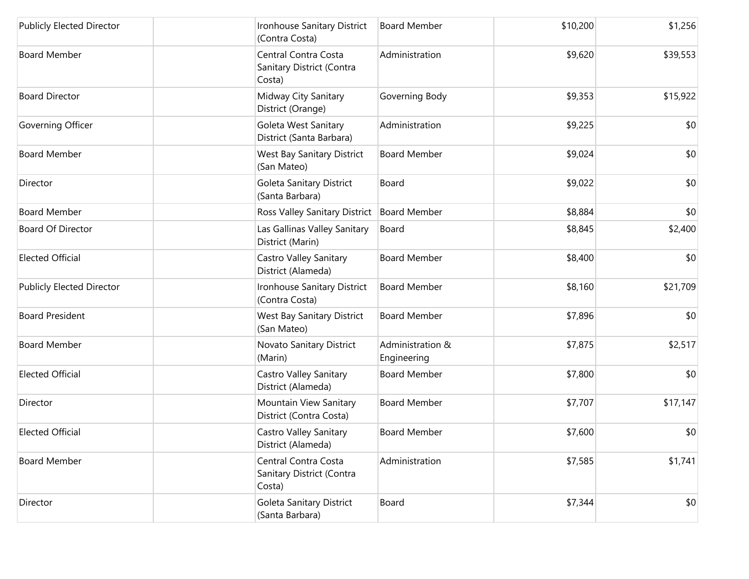| | | | | | |
|---|---|---|---|---|---|
| Publicly Elected Director | | Ironhouse Sanitary District (Contra Costa) | Board Member | $10,200 | $1,256 |
| Board Member | | Central Contra Costa Sanitary District (Contra Costa) | Administration | $9,620 | $39,553 |
| Board Director | | Midway City Sanitary District (Orange) | Governing Body | $9,353 | $15,922 |
| Governing Officer | | Goleta West Sanitary District (Santa Barbara) | Administration | $9,225 | $0 |
| Board Member | | West Bay Sanitary District (San Mateo) | Board Member | $9,024 | $0 |
| Director | | Goleta Sanitary District (Santa Barbara) | Board | $9,022 | $0 |
| Board Member | | Ross Valley Sanitary District | Board Member | $8,884 | $0 |
| Board Of Director | | Las Gallinas Valley Sanitary District (Marin) | Board | $8,845 | $2,400 |
| Elected Official | | Castro Valley Sanitary District (Alameda) | Board Member | $8,400 | $0 |
| Publicly Elected Director | | Ironhouse Sanitary District (Contra Costa) | Board Member | $8,160 | $21,709 |
| Board President | | West Bay Sanitary District (San Mateo) | Board Member | $7,896 | $0 |
| Board Member | | Novato Sanitary District (Marin) | Administration & Engineering | $7,875 | $2,517 |
| Elected Official | | Castro Valley Sanitary District (Alameda) | Board Member | $7,800 | $0 |
| Director | | Mountain View Sanitary District (Contra Costa) | Board Member | $7,707 | $17,147 |
| Elected Official | | Castro Valley Sanitary District (Alameda) | Board Member | $7,600 | $0 |
| Board Member | | Central Contra Costa Sanitary District (Contra Costa) | Administration | $7,585 | $1,741 |
| Director | | Goleta Sanitary District (Santa Barbara) | Board | $7,344 | $0 |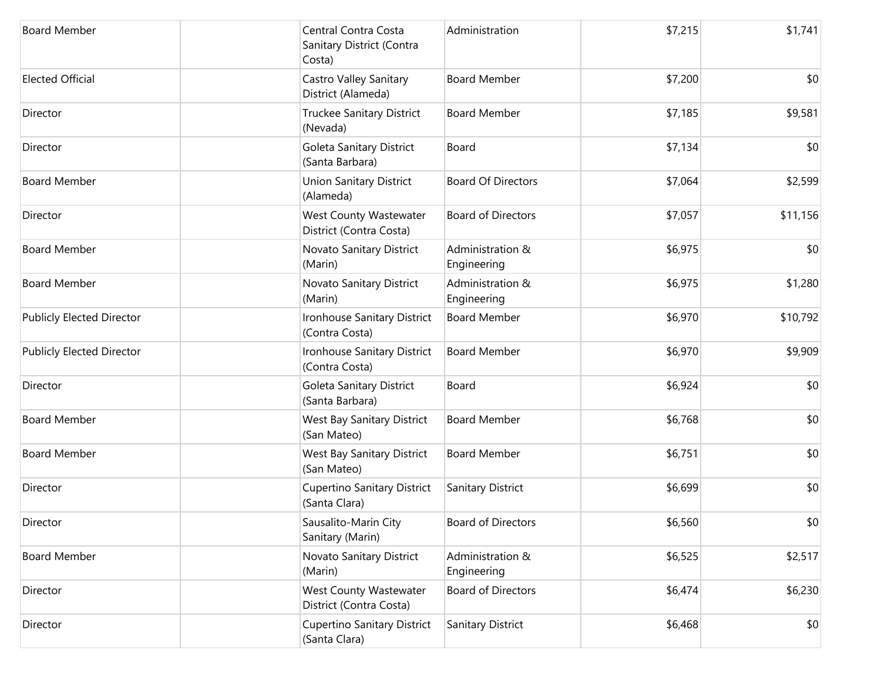| | | | | | |
|---|---|---|---|---|---|
| Board Member | | Central Contra Costa Sanitary District (Contra Costa) | Administration | $7,215 | $1,741 |
| Elected Official | | Castro Valley Sanitary District (Alameda) | Board Member | $7,200 | $0 |
| Director | | Truckee Sanitary District (Nevada) | Board Member | $7,185 | $9,581 |
| Director | | Goleta Sanitary District (Santa Barbara) | Board | $7,134 | $0 |
| Board Member | | Union Sanitary District (Alameda) | Board Of Directors | $7,064 | $2,599 |
| Director | | West County Wastewater District (Contra Costa) | Board of Directors | $7,057 | $11,156 |
| Board Member | | Novato Sanitary District (Marin) | Administration & Engineering | $6,975 | $0 |
| Board Member | | Novato Sanitary District (Marin) | Administration & Engineering | $6,975 | $1,280 |
| Publicly Elected Director | | Ironhouse Sanitary District (Contra Costa) | Board Member | $6,970 | $10,792 |
| Publicly Elected Director | | Ironhouse Sanitary District (Contra Costa) | Board Member | $6,970 | $9,909 |
| Director | | Goleta Sanitary District (Santa Barbara) | Board | $6,924 | $0 |
| Board Member | | West Bay Sanitary District (San Mateo) | Board Member | $6,768 | $0 |
| Board Member | | West Bay Sanitary District (San Mateo) | Board Member | $6,751 | $0 |
| Director | | Cupertino Sanitary District (Santa Clara) | Sanitary District | $6,699 | $0 |
| Director | | Sausalito-Marin City Sanitary (Marin) | Board of Directors | $6,560 | $0 |
| Board Member | | Novato Sanitary District (Marin) | Administration & Engineering | $6,525 | $2,517 |
| Director | | West County Wastewater District (Contra Costa) | Board of Directors | $6,474 | $6,230 |
| Director | | Cupertino Sanitary District (Santa Clara) | Sanitary District | $6,468 | $0 |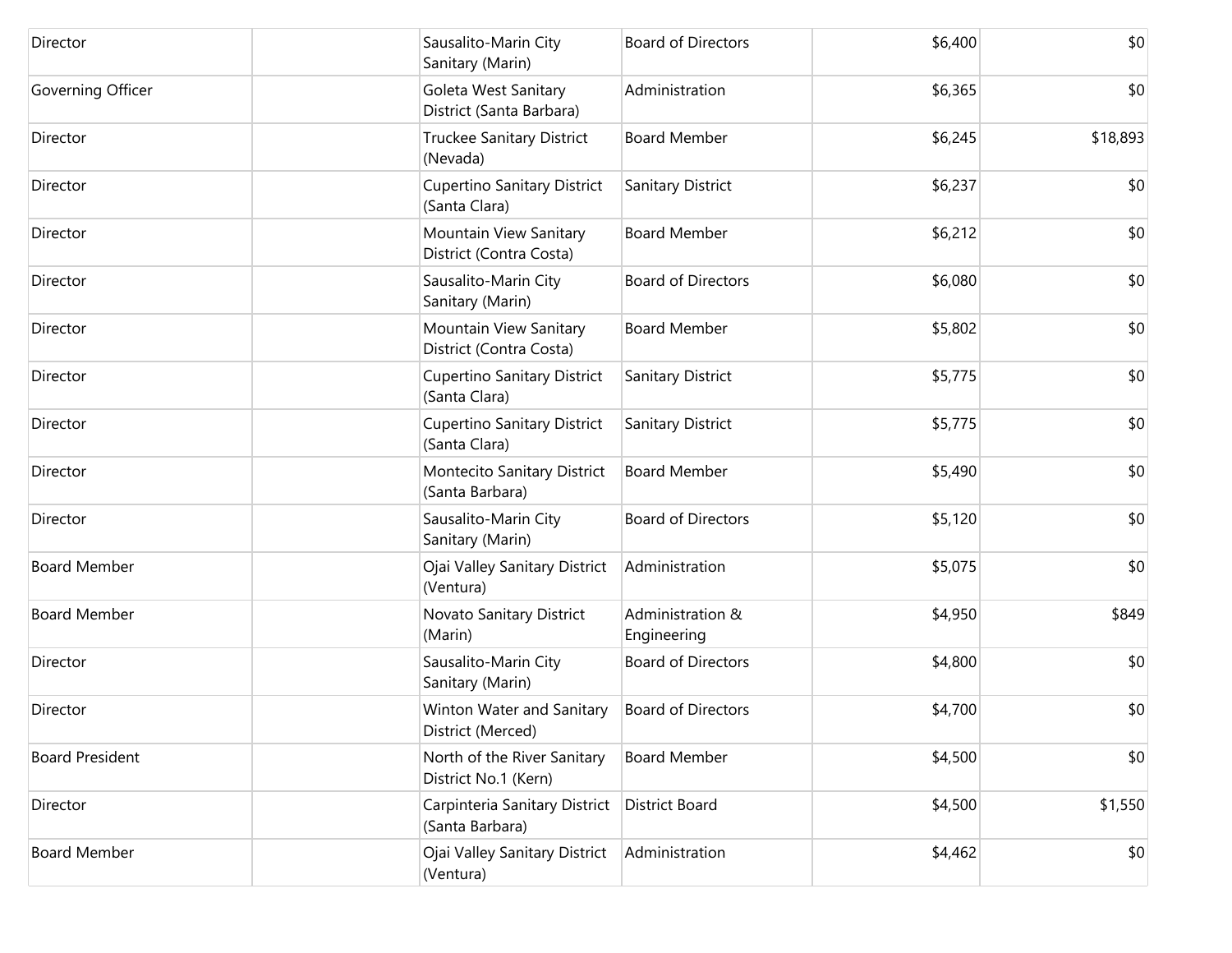| | | | | | |
|---|---|---|---|---|---|
| Director | | Sausalito-Marin City Sanitary (Marin) | Board of Directors | $6,400 | $0 |
| Governing Officer | | Goleta West Sanitary District (Santa Barbara) | Administration | $6,365 | $0 |
| Director | | Truckee Sanitary District (Nevada) | Board Member | $6,245 | $18,893 |
| Director | | Cupertino Sanitary District (Santa Clara) | Sanitary District | $6,237 | $0 |
| Director | | Mountain View Sanitary District (Contra Costa) | Board Member | $6,212 | $0 |
| Director | | Sausalito-Marin City Sanitary (Marin) | Board of Directors | $6,080 | $0 |
| Director | | Mountain View Sanitary District (Contra Costa) | Board Member | $5,802 | $0 |
| Director | | Cupertino Sanitary District (Santa Clara) | Sanitary District | $5,775 | $0 |
| Director | | Cupertino Sanitary District (Santa Clara) | Sanitary District | $5,775 | $0 |
| Director | | Montecito Sanitary District (Santa Barbara) | Board Member | $5,490 | $0 |
| Director | | Sausalito-Marin City Sanitary (Marin) | Board of Directors | $5,120 | $0 |
| Board Member | | Ojai Valley Sanitary District (Ventura) | Administration | $5,075 | $0 |
| Board Member | | Novato Sanitary District (Marin) | Administration & Engineering | $4,950 | $849 |
| Director | | Sausalito-Marin City Sanitary (Marin) | Board of Directors | $4,800 | $0 |
| Director | | Winton Water and Sanitary District (Merced) | Board of Directors | $4,700 | $0 |
| Board President | | North of the River Sanitary District No.1 (Kern) | Board Member | $4,500 | $0 |
| Director | | Carpinteria Sanitary District (Santa Barbara) | District Board | $4,500 | $1,550 |
| Board Member | | Ojai Valley Sanitary District (Ventura) | Administration | $4,462 | $0 |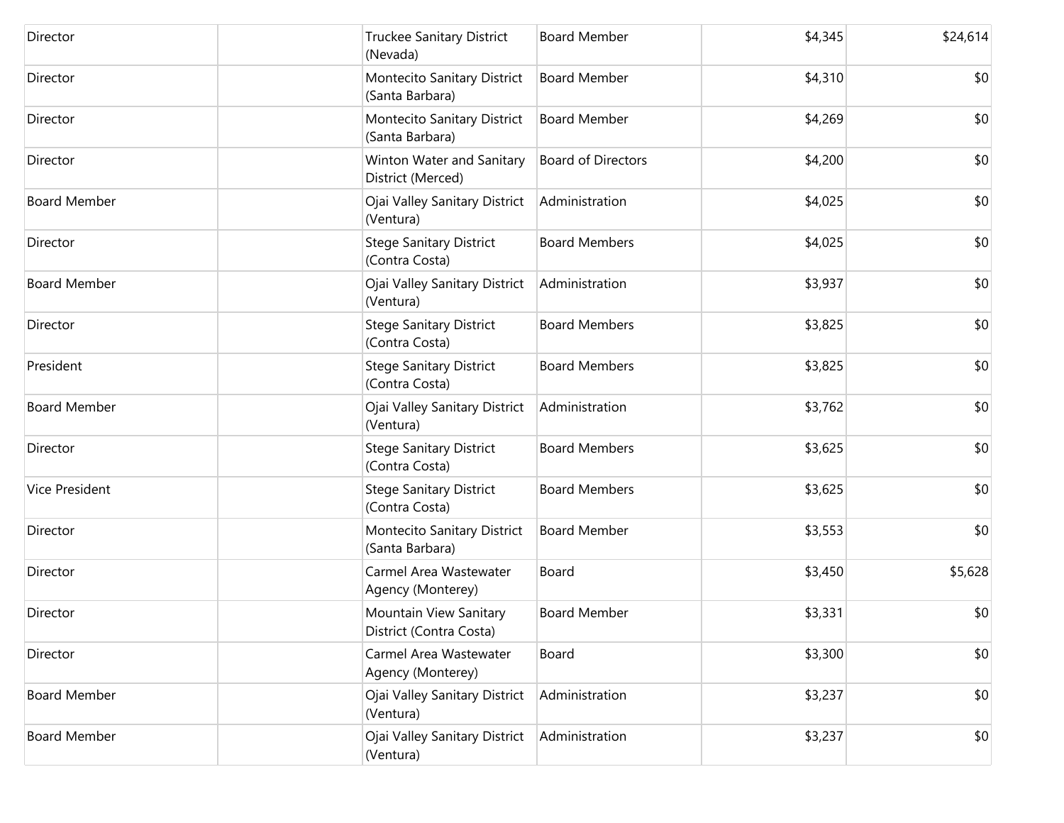| | | | | | |
|---|---|---|---|---|---|
| Director | | Truckee Sanitary District (Nevada) | Board Member | $4,345 | $24,614 |
| Director | | Montecito Sanitary District (Santa Barbara) | Board Member | $4,310 | $0 |
| Director | | Montecito Sanitary District (Santa Barbara) | Board Member | $4,269 | $0 |
| Director | | Winton Water and Sanitary District (Merced) | Board of Directors | $4,200 | $0 |
| Board Member | | Ojai Valley Sanitary District (Ventura) | Administration | $4,025 | $0 |
| Director | | Stege Sanitary District (Contra Costa) | Board Members | $4,025 | $0 |
| Board Member | | Ojai Valley Sanitary District (Ventura) | Administration | $3,937 | $0 |
| Director | | Stege Sanitary District (Contra Costa) | Board Members | $3,825 | $0 |
| President | | Stege Sanitary District (Contra Costa) | Board Members | $3,825 | $0 |
| Board Member | | Ojai Valley Sanitary District (Ventura) | Administration | $3,762 | $0 |
| Director | | Stege Sanitary District (Contra Costa) | Board Members | $3,625 | $0 |
| Vice President | | Stege Sanitary District (Contra Costa) | Board Members | $3,625 | $0 |
| Director | | Montecito Sanitary District (Santa Barbara) | Board Member | $3,553 | $0 |
| Director | | Carmel Area Wastewater Agency (Monterey) | Board | $3,450 | $5,628 |
| Director | | Mountain View Sanitary District (Contra Costa) | Board Member | $3,331 | $0 |
| Director | | Carmel Area Wastewater Agency (Monterey) | Board | $3,300 | $0 |
| Board Member | | Ojai Valley Sanitary District (Ventura) | Administration | $3,237 | $0 |
| Board Member | | Ojai Valley Sanitary District (Ventura) | Administration | $3,237 | $0 |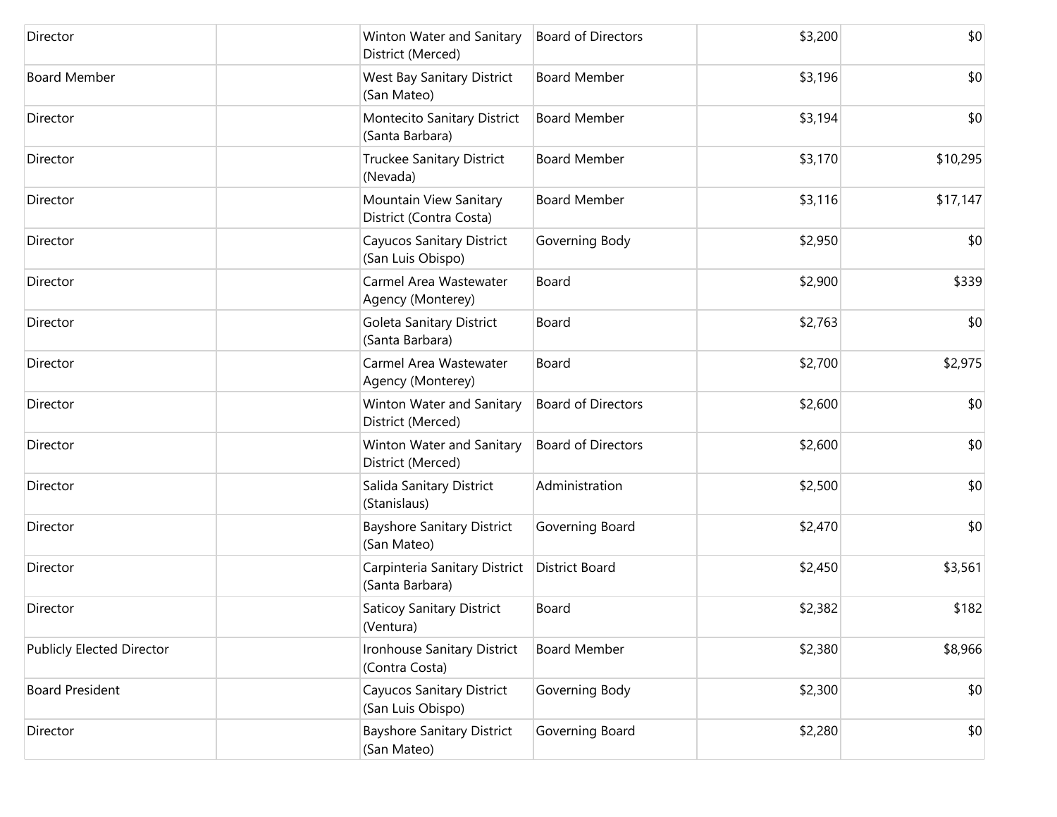| | | | | | |
|---|---|---|---|---|---|
| Director | | Winton Water and Sanitary District (Merced) | Board of Directors | $3,200 | $0 |
| Board Member | | West Bay Sanitary District (San Mateo) | Board Member | $3,196 | $0 |
| Director | | Montecito Sanitary District (Santa Barbara) | Board Member | $3,194 | $0 |
| Director | | Truckee Sanitary District (Nevada) | Board Member | $3,170 | $10,295 |
| Director | | Mountain View Sanitary District (Contra Costa) | Board Member | $3,116 | $17,147 |
| Director | | Cayucos Sanitary District (San Luis Obispo) | Governing Body | $2,950 | $0 |
| Director | | Carmel Area Wastewater Agency (Monterey) | Board | $2,900 | $339 |
| Director | | Goleta Sanitary District (Santa Barbara) | Board | $2,763 | $0 |
| Director | | Carmel Area Wastewater Agency (Monterey) | Board | $2,700 | $2,975 |
| Director | | Winton Water and Sanitary District (Merced) | Board of Directors | $2,600 | $0 |
| Director | | Winton Water and Sanitary District (Merced) | Board of Directors | $2,600 | $0 |
| Director | | Salida Sanitary District (Stanislaus) | Administration | $2,500 | $0 |
| Director | | Bayshore Sanitary District (San Mateo) | Governing Board | $2,470 | $0 |
| Director | | Carpinteria Sanitary District (Santa Barbara) | District Board | $2,450 | $3,561 |
| Director | | Saticoy Sanitary District (Ventura) | Board | $2,382 | $182 |
| Publicly Elected Director | | Ironhouse Sanitary District (Contra Costa) | Board Member | $2,380 | $8,966 |
| Board President | | Cayucos Sanitary District (San Luis Obispo) | Governing Body | $2,300 | $0 |
| Director | | Bayshore Sanitary District (San Mateo) | Governing Board | $2,280 | $0 |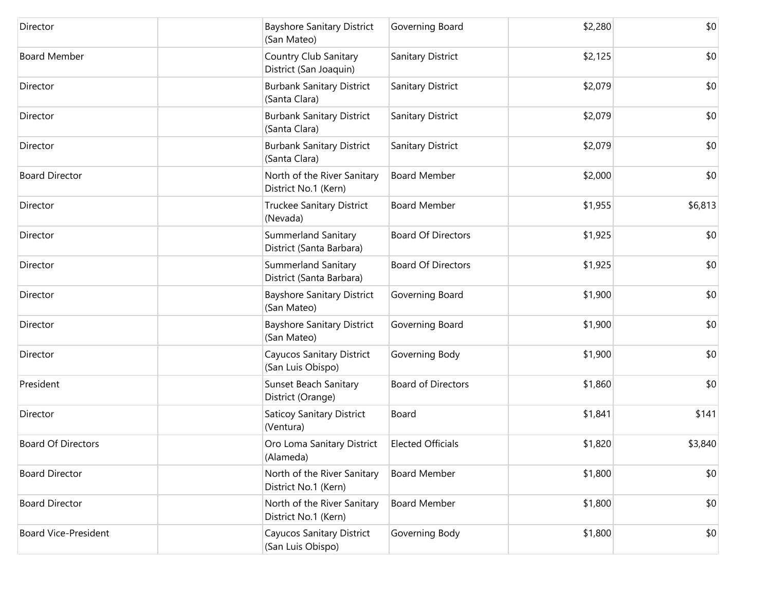| | | | | | |
|---|---|---|---|---|---|
| Director | | Bayshore Sanitary District (San Mateo) | Governing Board | $2,280 | $0 |
| Board Member | | Country Club Sanitary District (San Joaquin) | Sanitary District | $2,125 | $0 |
| Director | | Burbank Sanitary District (Santa Clara) | Sanitary District | $2,079 | $0 |
| Director | | Burbank Sanitary District (Santa Clara) | Sanitary District | $2,079 | $0 |
| Director | | Burbank Sanitary District (Santa Clara) | Sanitary District | $2,079 | $0 |
| Board Director | | North of the River Sanitary District No.1 (Kern) | Board Member | $2,000 | $0 |
| Director | | Truckee Sanitary District (Nevada) | Board Member | $1,955 | $6,813 |
| Director | | Summerland Sanitary District (Santa Barbara) | Board Of Directors | $1,925 | $0 |
| Director | | Summerland Sanitary District (Santa Barbara) | Board Of Directors | $1,925 | $0 |
| Director | | Bayshore Sanitary District (San Mateo) | Governing Board | $1,900 | $0 |
| Director | | Bayshore Sanitary District (San Mateo) | Governing Board | $1,900 | $0 |
| Director | | Cayucos Sanitary District (San Luis Obispo) | Governing Body | $1,900 | $0 |
| President | | Sunset Beach Sanitary District (Orange) | Board of Directors | $1,860 | $0 |
| Director | | Saticoy Sanitary District (Ventura) | Board | $1,841 | $141 |
| Board Of Directors | | Oro Loma Sanitary District (Alameda) | Elected Officials | $1,820 | $3,840 |
| Board Director | | North of the River Sanitary District No.1 (Kern) | Board Member | $1,800 | $0 |
| Board Director | | North of the River Sanitary District No.1 (Kern) | Board Member | $1,800 | $0 |
| Board Vice-President | | Cayucos Sanitary District (San Luis Obispo) | Governing Body | $1,800 | $0 |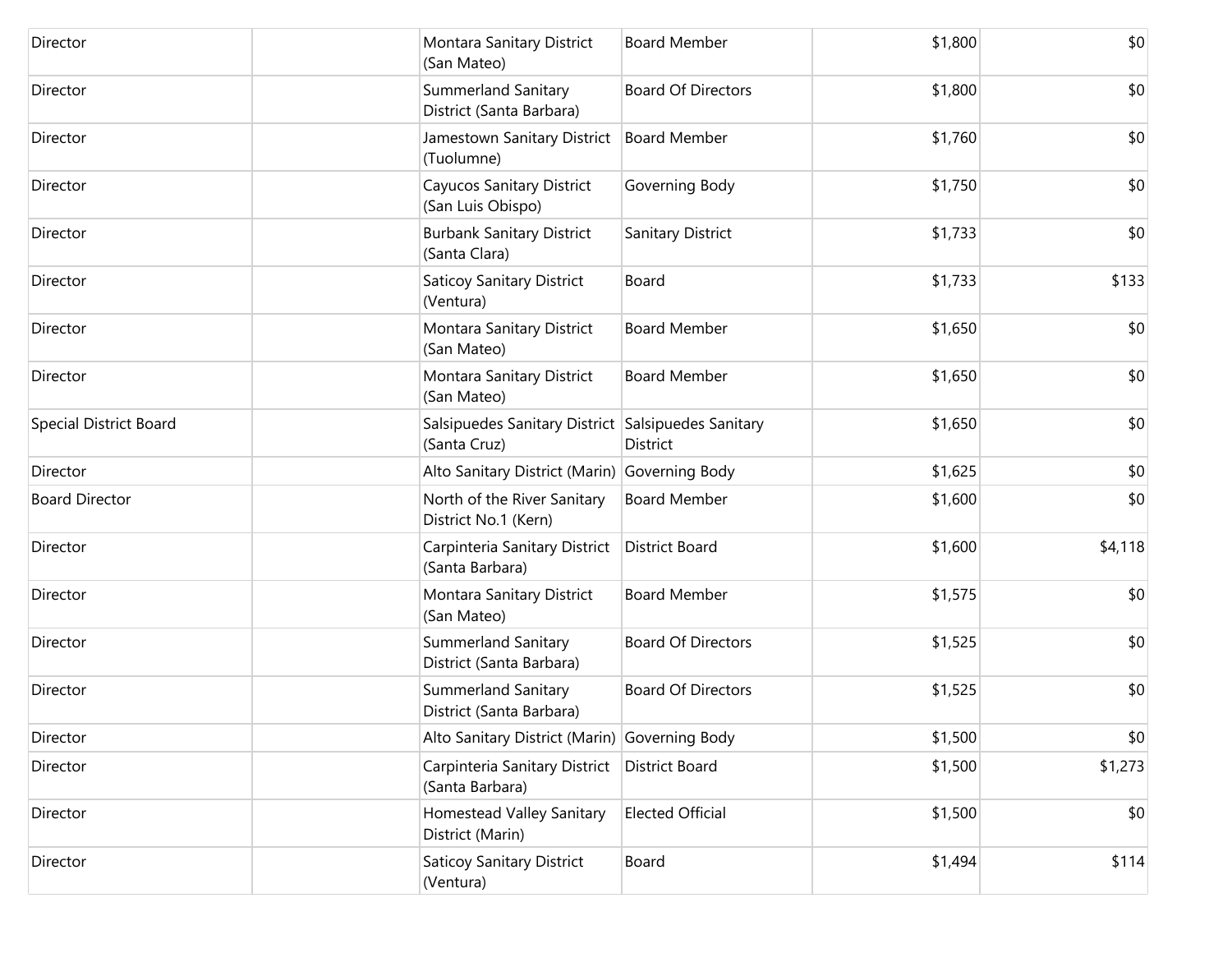| | | | | | |
|---|---|---|---|---|---|
| Director | | Montara Sanitary District (San Mateo) | Board Member | $1,800 | $0 |
| Director | | Summerland Sanitary District (Santa Barbara) | Board Of Directors | $1,800 | $0 |
| Director | | Jamestown Sanitary District (Tuolumne) | Board Member | $1,760 | $0 |
| Director | | Cayucos Sanitary District (San Luis Obispo) | Governing Body | $1,750 | $0 |
| Director | | Burbank Sanitary District (Santa Clara) | Sanitary District | $1,733 | $0 |
| Director | | Saticoy Sanitary District (Ventura) | Board | $1,733 | $133 |
| Director | | Montara Sanitary District (San Mateo) | Board Member | $1,650 | $0 |
| Director | | Montara Sanitary District (San Mateo) | Board Member | $1,650 | $0 |
| Special District Board | | Salsipuedes Sanitary District (Santa Cruz) | Salsipuedes Sanitary District | $1,650 | $0 |
| Director | | Alto Sanitary District (Marin) | Governing Body | $1,625 | $0 |
| Board Director | | North of the River Sanitary District No.1 (Kern) | Board Member | $1,600 | $0 |
| Director | | Carpinteria Sanitary District (Santa Barbara) | District Board | $1,600 | $4,118 |
| Director | | Montara Sanitary District (San Mateo) | Board Member | $1,575 | $0 |
| Director | | Summerland Sanitary District (Santa Barbara) | Board Of Directors | $1,525 | $0 |
| Director | | Summerland Sanitary District (Santa Barbara) | Board Of Directors | $1,525 | $0 |
| Director | | Alto Sanitary District (Marin) | Governing Body | $1,500 | $0 |
| Director | | Carpinteria Sanitary District (Santa Barbara) | District Board | $1,500 | $1,273 |
| Director | | Homestead Valley Sanitary District (Marin) | Elected Official | $1,500 | $0 |
| Director | | Saticoy Sanitary District (Ventura) | Board | $1,494 | $114 |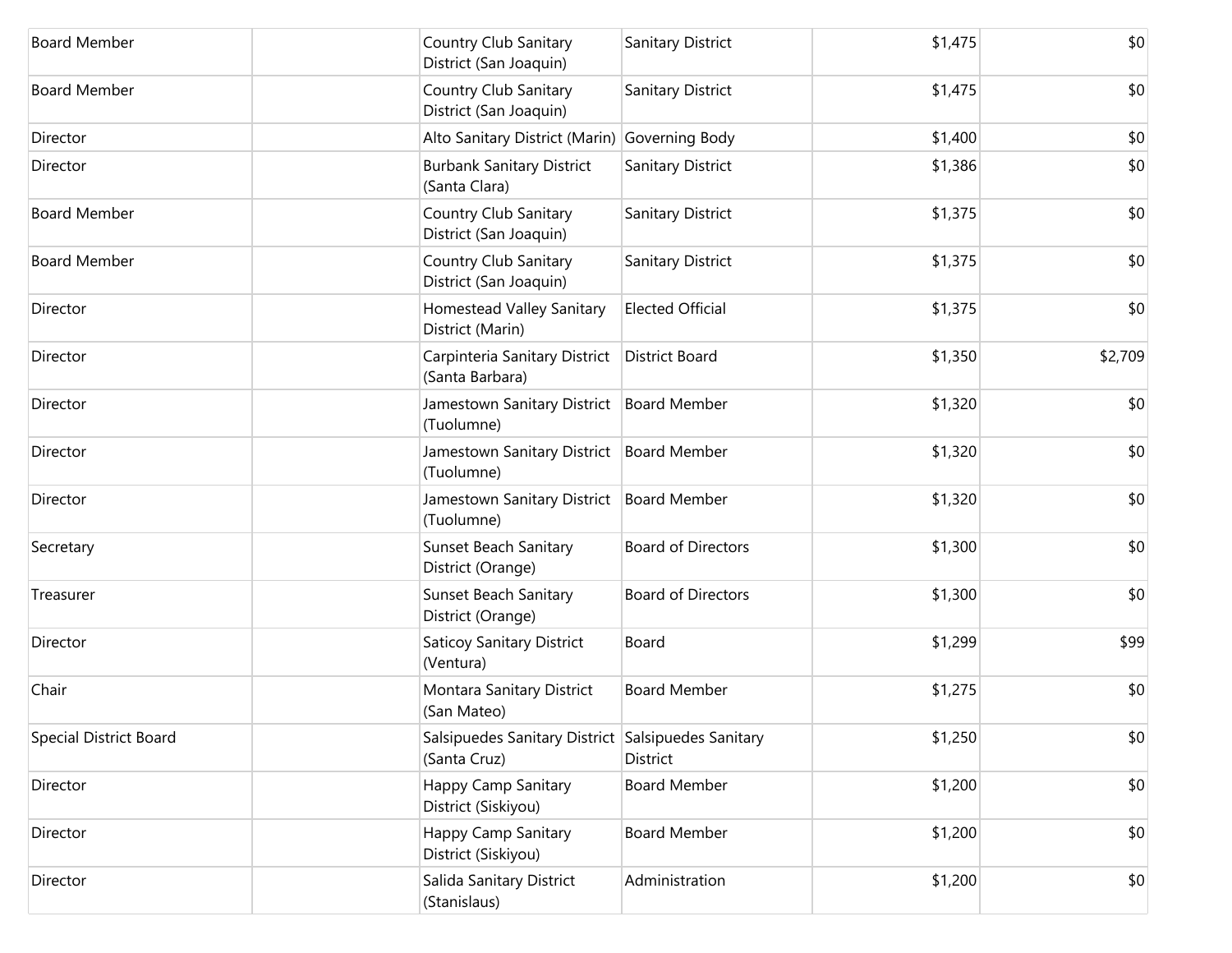| | | | | | |
|---|---|---|---|---|---|
| Board Member | | Country Club Sanitary District (San Joaquin) | Sanitary District | $1,475 | $0 |
| Board Member | | Country Club Sanitary District (San Joaquin) | Sanitary District | $1,475 | $0 |
| Director | | Alto Sanitary District (Marin) | Governing Body | $1,400 | $0 |
| Director | | Burbank Sanitary District (Santa Clara) | Sanitary District | $1,386 | $0 |
| Board Member | | Country Club Sanitary District (San Joaquin) | Sanitary District | $1,375 | $0 |
| Board Member | | Country Club Sanitary District (San Joaquin) | Sanitary District | $1,375 | $0 |
| Director | | Homestead Valley Sanitary District (Marin) | Elected Official | $1,375 | $0 |
| Director | | Carpinteria Sanitary District (Santa Barbara) | District Board | $1,350 | $2,709 |
| Director | | Jamestown Sanitary District (Tuolumne) | Board Member | $1,320 | $0 |
| Director | | Jamestown Sanitary District (Tuolumne) | Board Member | $1,320 | $0 |
| Director | | Jamestown Sanitary District (Tuolumne) | Board Member | $1,320 | $0 |
| Secretary | | Sunset Beach Sanitary District (Orange) | Board of Directors | $1,300 | $0 |
| Treasurer | | Sunset Beach Sanitary District (Orange) | Board of Directors | $1,300 | $0 |
| Director | | Saticoy Sanitary District (Ventura) | Board | $1,299 | $99 |
| Chair | | Montara Sanitary District (San Mateo) | Board Member | $1,275 | $0 |
| Special District Board | | Salsipuedes Sanitary District (Santa Cruz) | Salsipuedes Sanitary District | $1,250 | $0 |
| Director | | Happy Camp Sanitary District (Siskiyou) | Board Member | $1,200 | $0 |
| Director | | Happy Camp Sanitary District (Siskiyou) | Board Member | $1,200 | $0 |
| Director | | Salida Sanitary District (Stanislaus) | Administration | $1,200 | $0 |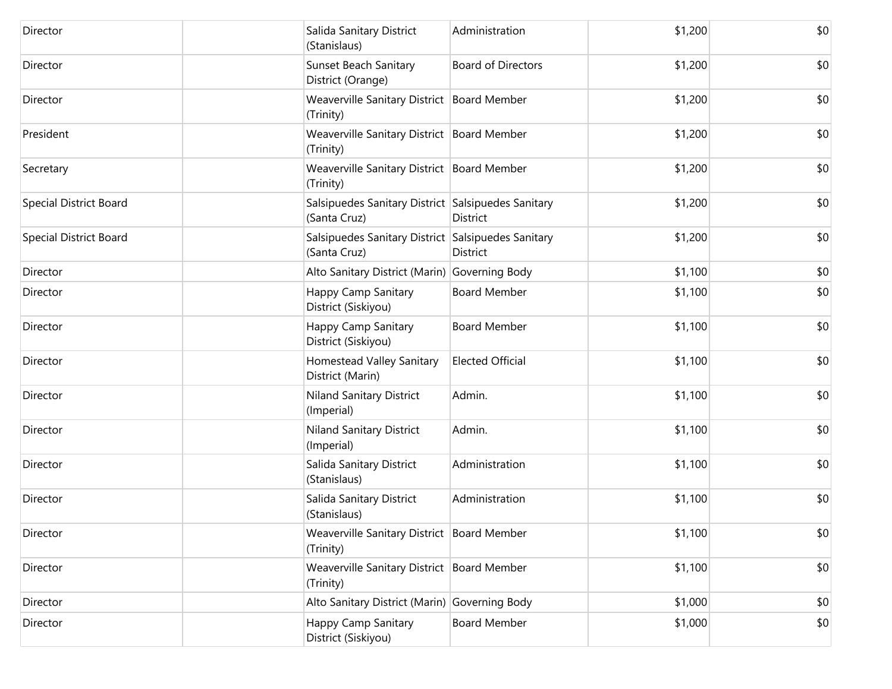| | | | | | |
|---|---|---|---|---|---|
| Director | | Salida Sanitary District (Stanislaus) | Administration | $1,200 | $0 |
| Director | | Sunset Beach Sanitary District (Orange) | Board of Directors | $1,200 | $0 |
| Director | | Weaverville Sanitary District (Trinity) | Board Member | $1,200 | $0 |
| President | | Weaverville Sanitary District (Trinity) | Board Member | $1,200 | $0 |
| Secretary | | Weaverville Sanitary District (Trinity) | Board Member | $1,200 | $0 |
| Special District Board | | Salsipuedes Sanitary District (Santa Cruz) | Salsipuedes Sanitary District | $1,200 | $0 |
| Special District Board | | Salsipuedes Sanitary District (Santa Cruz) | Salsipuedes Sanitary District | $1,200 | $0 |
| Director | | Alto Sanitary District (Marin) | Governing Body | $1,100 | $0 |
| Director | | Happy Camp Sanitary District (Siskiyou) | Board Member | $1,100 | $0 |
| Director | | Happy Camp Sanitary District (Siskiyou) | Board Member | $1,100 | $0 |
| Director | | Homestead Valley Sanitary District (Marin) | Elected Official | $1,100 | $0 |
| Director | | Niland Sanitary District (Imperial) | Admin. | $1,100 | $0 |
| Director | | Niland Sanitary District (Imperial) | Admin. | $1,100 | $0 |
| Director | | Salida Sanitary District (Stanislaus) | Administration | $1,100 | $0 |
| Director | | Salida Sanitary District (Stanislaus) | Administration | $1,100 | $0 |
| Director | | Weaverville Sanitary District (Trinity) | Board Member | $1,100 | $0 |
| Director | | Weaverville Sanitary District (Trinity) | Board Member | $1,100 | $0 |
| Director | | Alto Sanitary District (Marin) | Governing Body | $1,000 | $0 |
| Director | | Happy Camp Sanitary District (Siskiyou) | Board Member | $1,000 | $0 |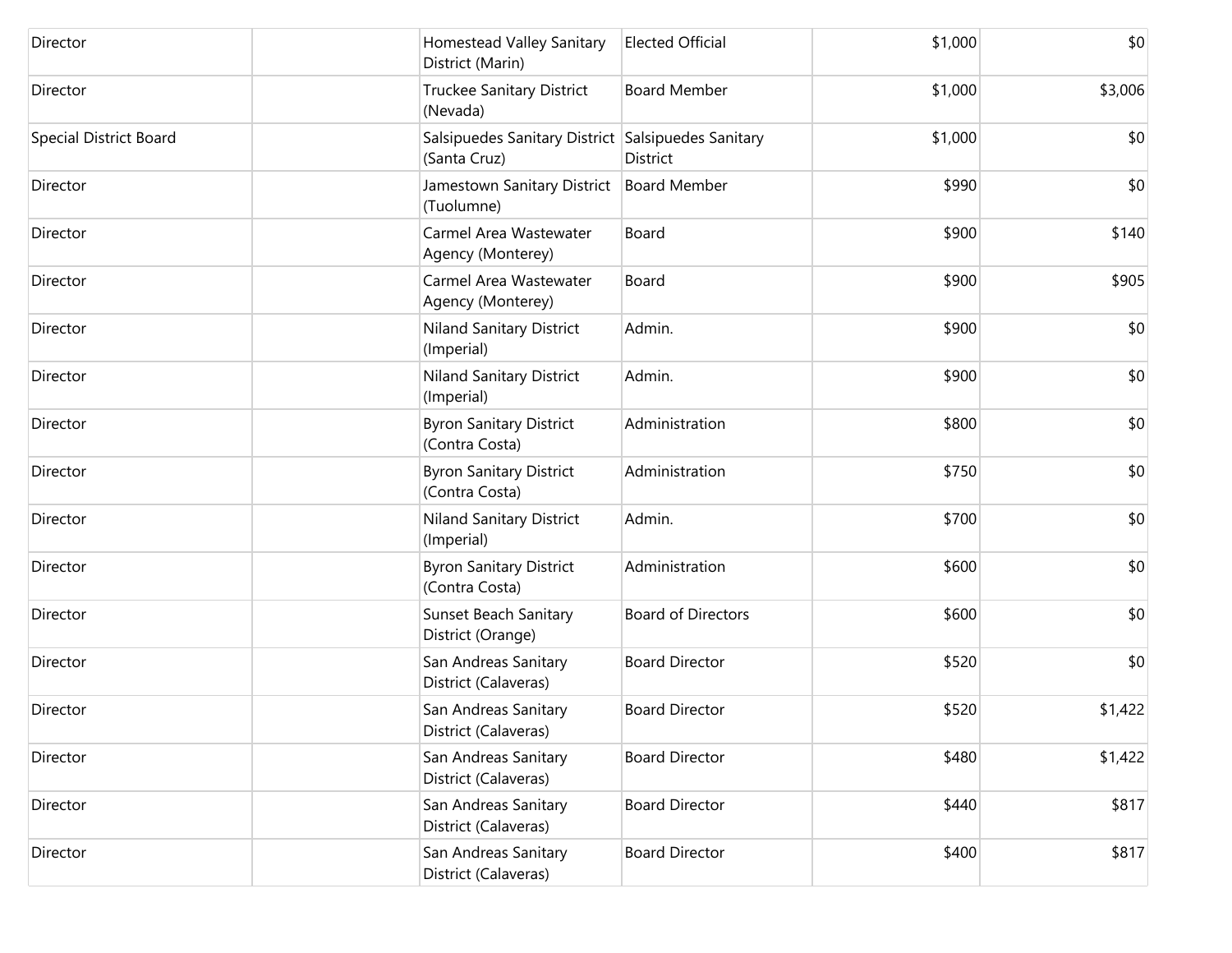| | | | | | |
|---|---|---|---|---|---|
| Director | | Homestead Valley Sanitary District (Marin) | Elected Official | $1,000 | $0 |
| Director | | Truckee Sanitary District (Nevada) | Board Member | $1,000 | $3,006 |
| Special District Board | | Salsipuedes Sanitary District (Santa Cruz) | Salsipuedes Sanitary District | $1,000 | $0 |
| Director | | Jamestown Sanitary District (Tuolumne) | Board Member | $990 | $0 |
| Director | | Carmel Area Wastewater Agency (Monterey) | Board | $900 | $140 |
| Director | | Carmel Area Wastewater Agency (Monterey) | Board | $900 | $905 |
| Director | | Niland Sanitary District (Imperial) | Admin. | $900 | $0 |
| Director | | Niland Sanitary District (Imperial) | Admin. | $900 | $0 |
| Director | | Byron Sanitary District (Contra Costa) | Administration | $800 | $0 |
| Director | | Byron Sanitary District (Contra Costa) | Administration | $750 | $0 |
| Director | | Niland Sanitary District (Imperial) | Admin. | $700 | $0 |
| Director | | Byron Sanitary District (Contra Costa) | Administration | $600 | $0 |
| Director | | Sunset Beach Sanitary District (Orange) | Board of Directors | $600 | $0 |
| Director | | San Andreas Sanitary District (Calaveras) | Board Director | $520 | $0 |
| Director | | San Andreas Sanitary District (Calaveras) | Board Director | $520 | $1,422 |
| Director | | San Andreas Sanitary District (Calaveras) | Board Director | $480 | $1,422 |
| Director | | San Andreas Sanitary District (Calaveras) | Board Director | $440 | $817 |
| Director | | San Andreas Sanitary District (Calaveras) | Board Director | $400 | $817 |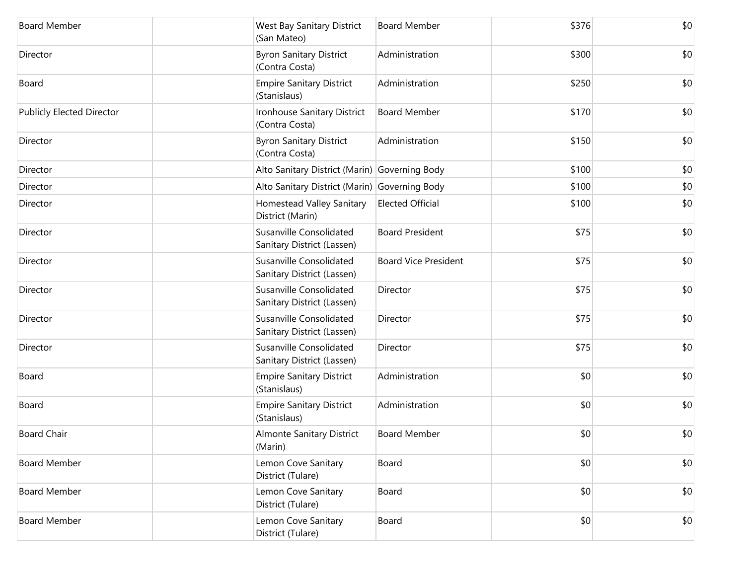| | | | | | |
|---|---|---|---|---|---|
| Board Member | | West Bay Sanitary District (San Mateo) | Board Member | $376 | $0 |
| Director | | Byron Sanitary District (Contra Costa) | Administration | $300 | $0 |
| Board | | Empire Sanitary District (Stanislaus) | Administration | $250 | $0 |
| Publicly Elected Director | | Ironhouse Sanitary District (Contra Costa) | Board Member | $170 | $0 |
| Director | | Byron Sanitary District (Contra Costa) | Administration | $150 | $0 |
| Director | | Alto Sanitary District (Marin) | Governing Body | $100 | $0 |
| Director | | Alto Sanitary District (Marin) | Governing Body | $100 | $0 |
| Director | | Homestead Valley Sanitary District (Marin) | Elected Official | $100 | $0 |
| Director | | Susanville Consolidated Sanitary District (Lassen) | Board President | $75 | $0 |
| Director | | Susanville Consolidated Sanitary District (Lassen) | Board Vice President | $75 | $0 |
| Director | | Susanville Consolidated Sanitary District (Lassen) | Director | $75 | $0 |
| Director | | Susanville Consolidated Sanitary District (Lassen) | Director | $75 | $0 |
| Director | | Susanville Consolidated Sanitary District (Lassen) | Director | $75 | $0 |
| Board | | Empire Sanitary District (Stanislaus) | Administration | $0 | $0 |
| Board | | Empire Sanitary District (Stanislaus) | Administration | $0 | $0 |
| Board Chair | | Almonte Sanitary District (Marin) | Board Member | $0 | $0 |
| Board Member | | Lemon Cove Sanitary District (Tulare) | Board | $0 | $0 |
| Board Member | | Lemon Cove Sanitary District (Tulare) | Board | $0 | $0 |
| Board Member | | Lemon Cove Sanitary District (Tulare) | Board | $0 | $0 |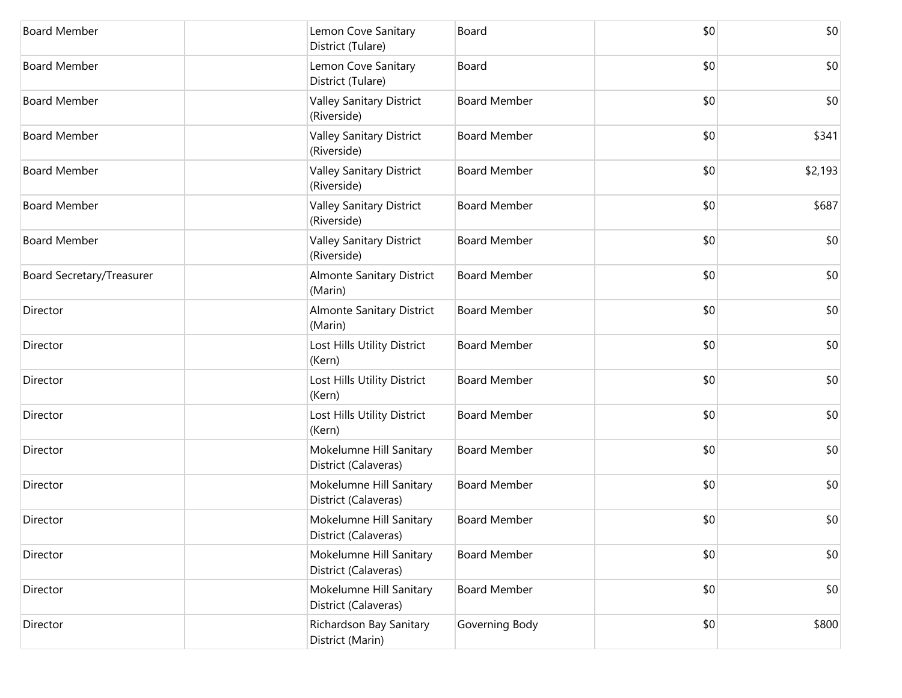| | | | | | |
|---|---|---|---|---|---|
| Board Member | | Lemon Cove Sanitary District (Tulare) | Board | $0 | $0 |
| Board Member | | Lemon Cove Sanitary District (Tulare) | Board | $0 | $0 |
| Board Member | | Valley Sanitary District (Riverside) | Board Member | $0 | $0 |
| Board Member | | Valley Sanitary District (Riverside) | Board Member | $0 | $341 |
| Board Member | | Valley Sanitary District (Riverside) | Board Member | $0 | $2,193 |
| Board Member | | Valley Sanitary District (Riverside) | Board Member | $0 | $687 |
| Board Member | | Valley Sanitary District (Riverside) | Board Member | $0 | $0 |
| Board Secretary/Treasurer | | Almonte Sanitary District (Marin) | Board Member | $0 | $0 |
| Director | | Almonte Sanitary District (Marin) | Board Member | $0 | $0 |
| Director | | Lost Hills Utility District (Kern) | Board Member | $0 | $0 |
| Director | | Lost Hills Utility District (Kern) | Board Member | $0 | $0 |
| Director | | Lost Hills Utility District (Kern) | Board Member | $0 | $0 |
| Director | | Mokelumne Hill Sanitary District (Calaveras) | Board Member | $0 | $0 |
| Director | | Mokelumne Hill Sanitary District (Calaveras) | Board Member | $0 | $0 |
| Director | | Mokelumne Hill Sanitary District (Calaveras) | Board Member | $0 | $0 |
| Director | | Mokelumne Hill Sanitary District (Calaveras) | Board Member | $0 | $0 |
| Director | | Mokelumne Hill Sanitary District (Calaveras) | Board Member | $0 | $0 |
| Director | | Richardson Bay Sanitary District (Marin) | Governing Body | $0 | $800 |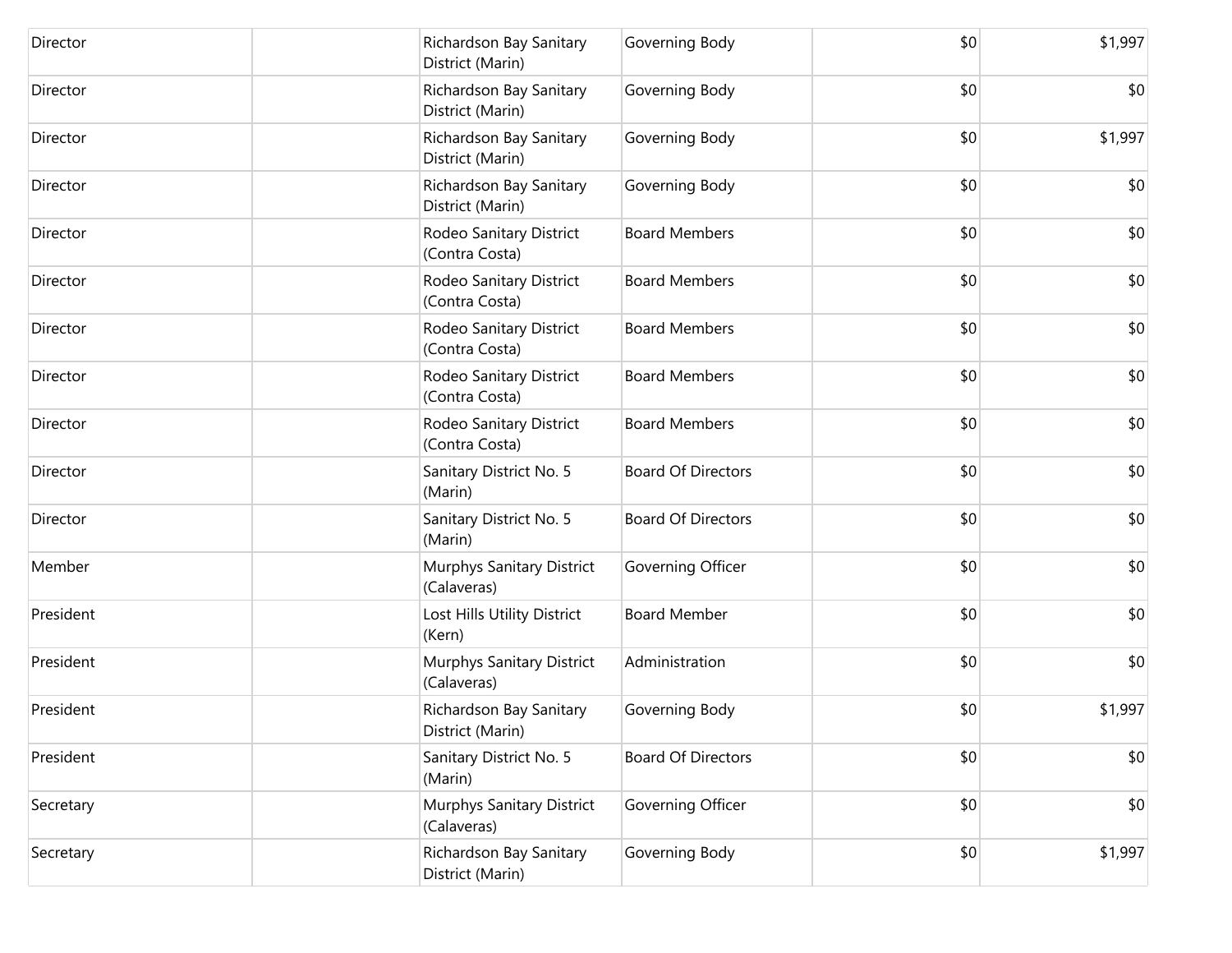| | | | | | |
|---|---|---|---|---|---|
| Director | | Richardson Bay Sanitary District (Marin) | Governing Body | $0 | $1,997 |
| Director | | Richardson Bay Sanitary District (Marin) | Governing Body | $0 | $0 |
| Director | | Richardson Bay Sanitary District (Marin) | Governing Body | $0 | $1,997 |
| Director | | Richardson Bay Sanitary District (Marin) | Governing Body | $0 | $0 |
| Director | | Rodeo Sanitary District (Contra Costa) | Board Members | $0 | $0 |
| Director | | Rodeo Sanitary District (Contra Costa) | Board Members | $0 | $0 |
| Director | | Rodeo Sanitary District (Contra Costa) | Board Members | $0 | $0 |
| Director | | Rodeo Sanitary District (Contra Costa) | Board Members | $0 | $0 |
| Director | | Rodeo Sanitary District (Contra Costa) | Board Members | $0 | $0 |
| Director | | Sanitary District No. 5 (Marin) | Board Of Directors | $0 | $0 |
| Director | | Sanitary District No. 5 (Marin) | Board Of Directors | $0 | $0 |
| Member | | Murphys Sanitary District (Calaveras) | Governing Officer | $0 | $0 |
| President | | Lost Hills Utility District (Kern) | Board Member | $0 | $0 |
| President | | Murphys Sanitary District (Calaveras) | Administration | $0 | $0 |
| President | | Richardson Bay Sanitary District (Marin) | Governing Body | $0 | $1,997 |
| President | | Sanitary District No. 5 (Marin) | Board Of Directors | $0 | $0 |
| Secretary | | Murphys Sanitary District (Calaveras) | Governing Officer | $0 | $0 |
| Secretary | | Richardson Bay Sanitary District (Marin) | Governing Body | $0 | $1,997 |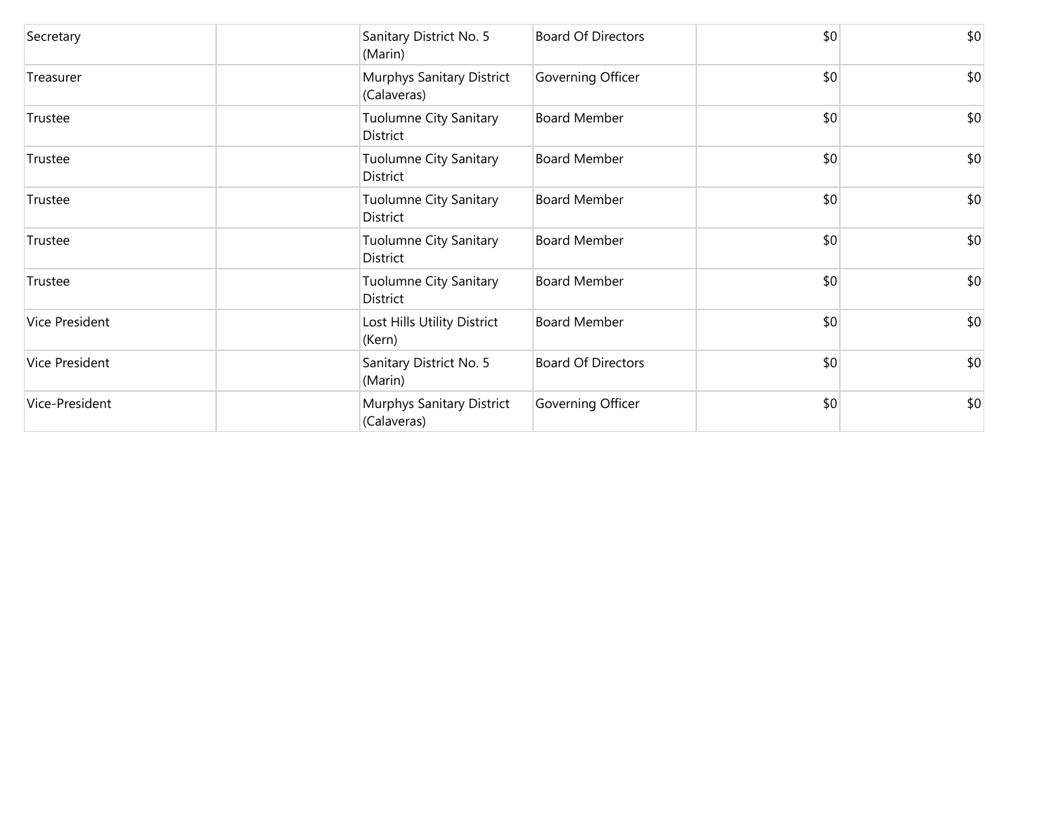| | | | | | |
|---|---|---|---|---|---|
| Secretary | | Sanitary District No. 5 (Marin) | Board Of Directors | $0 | $0 |
| Treasurer | | Murphys Sanitary District (Calaveras) | Governing Officer | $0 | $0 |
| Trustee | | Tuolumne City Sanitary District | Board Member | $0 | $0 |
| Trustee | | Tuolumne City Sanitary District | Board Member | $0 | $0 |
| Trustee | | Tuolumne City Sanitary District | Board Member | $0 | $0 |
| Trustee | | Tuolumne City Sanitary District | Board Member | $0 | $0 |
| Trustee | | Tuolumne City Sanitary District | Board Member | $0 | $0 |
| Vice President | | Lost Hills Utility District (Kern) | Board Member | $0 | $0 |
| Vice President | | Sanitary District No. 5 (Marin) | Board Of Directors | $0 | $0 |
| Vice-President | | Murphys Sanitary District (Calaveras) | Governing Officer | $0 | $0 |